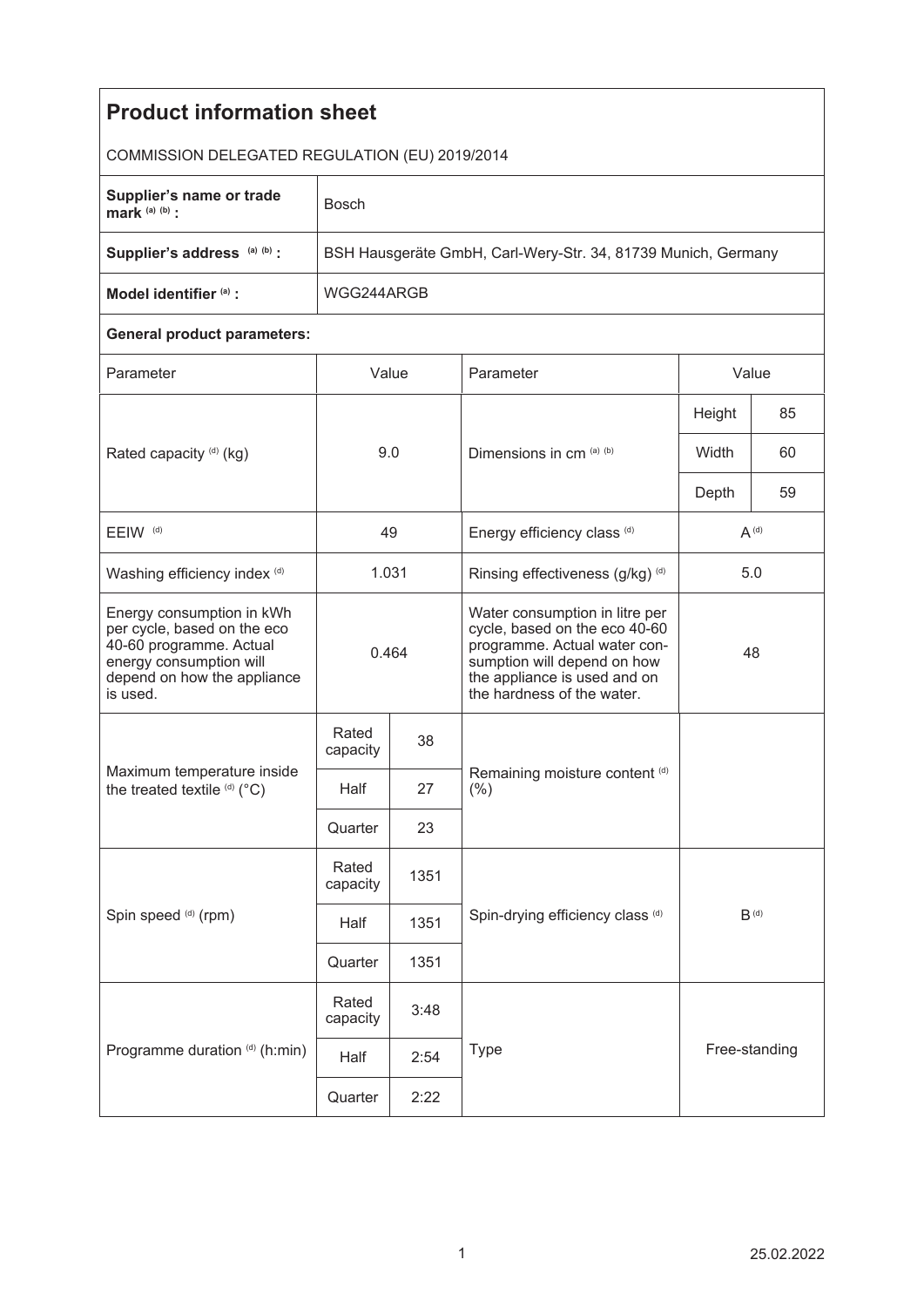# Product information sheet

COMMISSION DELEGATED REGULATION (EU) 2019/2014

| | |
|---|---|
| **Supplier's name or trade mark** (a) (b) **:** | Bosch |
| **Supplier's address** (a) (b) **:** | BSH Hausgeräte GmbH, Carl-Wery-Str. 34, 81739 Munich, Germany |
| **Model identifier** (a) **:** | WGG244ARGB |

**General product parameters:**

| Parameter | Value | | Parameter | Value | |
|---|---|---|---|---|---|
| Rated capacity (d) (kg) | 9.0 | | Dimensions in cm (a) (b) | Height | 85 |
| | | | | Width | 60 |
| | | | | Depth | 59 |
| EEIW (d) | 49 | | Energy efficiency class (d) | A (d) | |
| Washing efficiency index (d) | 1.031 | | Rinsing effectiveness (g/kg) (d) | 5.0 | |
| Energy consumption in kWh per cycle, based on the eco 40-60 programme. Actual energy consumption will depend on how the appliance is used. | 0.464 | | Water consumption in litre per cycle, based on the eco 40-60 programme. Actual water consumption will depend on how the appliance is used and on the hardness of the water. | 48 | |
| Maximum temperature inside the treated textile (d) (°C) | Rated capacity | 38 | Remaining moisture content (d) (%) | | |
| | Half | 27 | | | |
| | Quarter | 23 | | | |
| Spin speed (d) (rpm) | Rated capacity | 1351 | Spin-drying efficiency class (d) | B (d) | |
| | Half | 1351 | | | |
| | Quarter | 1351 | | | |
| Programme duration (d) (h:min) | Rated capacity | 3:48 | Type | Free-standing | |
| | Half | 2:54 | | | |
| | Quarter | 2:22 | | | |

25.02.2022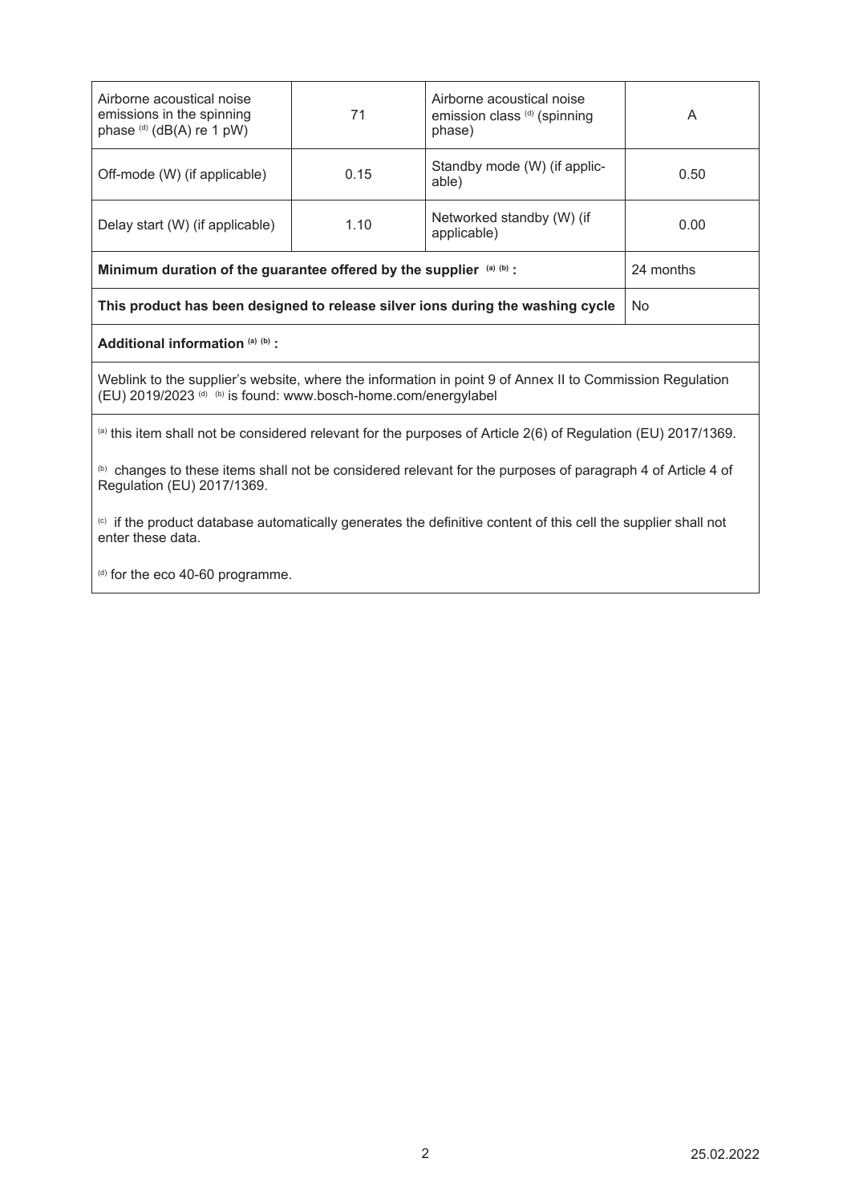| | | | |
|---|---|---|---|
| Airborne acoustical noise emissions in the spinning phase [d] (dB(A) re 1 pW) | 71 | Airborne acoustical noise emission class [d] (spinning phase) | A |
| Off-mode (W) (if applicable) | 0.15 | Standby mode (W) (if applicable) | 0.50 |
| Delay start (W) (if applicable) | 1.10 | Networked standby (W) (if applicable) | 0.00 |
| **Minimum duration of the guarantee offered by the supplier [a] [b] :** | | | 24 months |
| **This product has been designed to release silver ions during the washing cycle** | | | No |
| **Additional information [a] [b] :** | | | |
| Weblink to the supplier's website, where the information in point 9 of Annex II to Commission Regulation (EU) 2019/2023 [d] [b] is found: www.bosch-home.com/energylabel | | | |

[a] this item shall not be considered relevant for the purposes of Article 2(6) of Regulation (EU) 2017/1369.

[b] changes to these items shall not be considered relevant for the purposes of paragraph 4 of Article 4 of Regulation (EU) 2017/1369.

[c] if the product database automatically generates the definitive content of this cell the supplier shall not enter these data.

[d] for the eco 40-60 programme.

25.02.2022